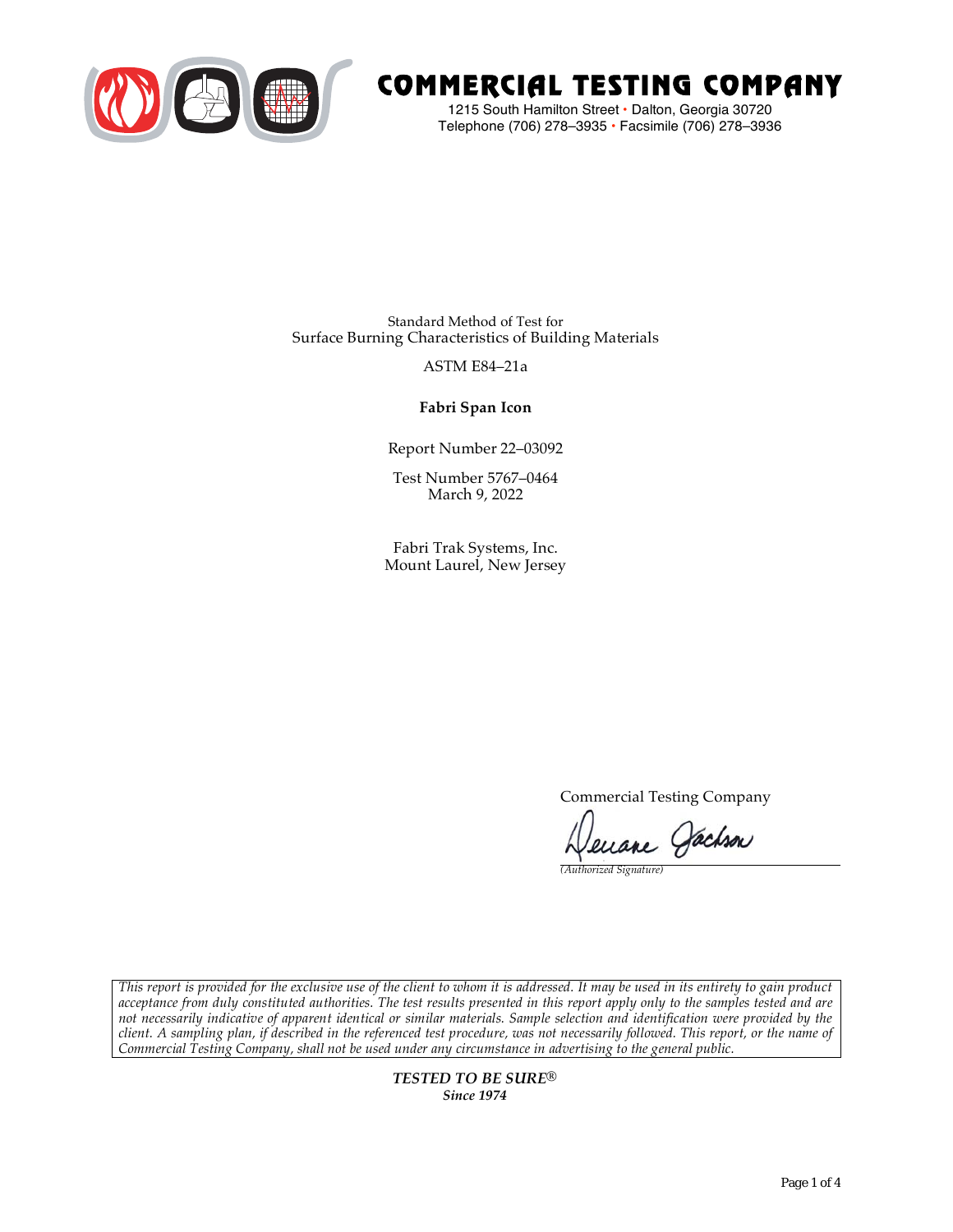# COMMERCIAL TESTING COMPANY

1215 South Hamilton Street • Dalton, Georgia 30720
Telephone (706) 278–3935 • Facsimile (706) 278–3936

Standard Method of Test for
Surface Burning Characteristics of Building Materials

ASTM E84–21a

**Fabri Span Icon**

Report Number 22–03092

Test Number 5767–0464
March 9, 2022

Fabri Trak Systems, Inc.
Mount Laurel, New Jersey

Commercial Testing Company

Deuane Jackson
*(Authorized Signature)*

*This report is provided for the exclusive use of the client to whom it is addressed. It may be used in its entirety to gain product acceptance from duly constituted authorities. The test results presented in this report apply only to the samples tested and are not necessarily indicative of apparent identical or similar materials. Sample selection and identification were provided by the client. A sampling plan, if described in the referenced test procedure, was not necessarily followed. This report, or the name of Commercial Testing Company, shall not be used under any circumstance in advertising to the general public.*

***TESTED TO BE SURE®***
***Since 1974***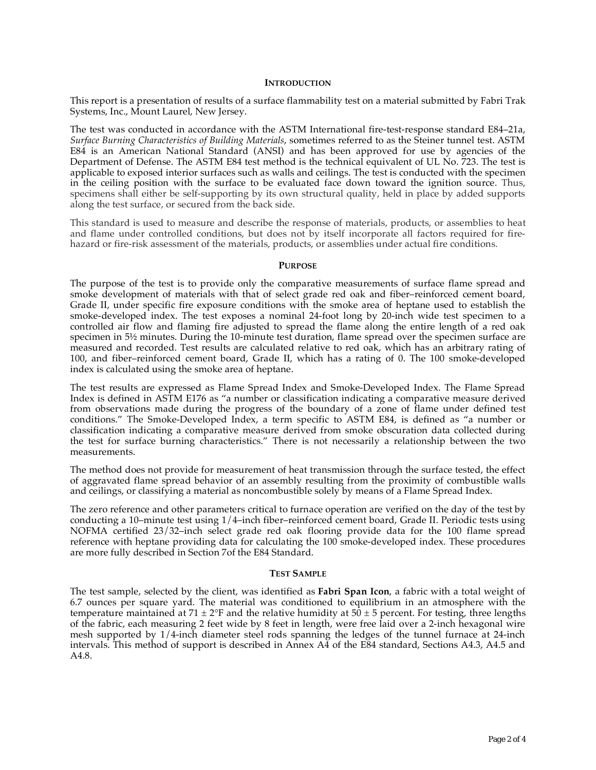## INTRODUCTION

This report is a presentation of results of a surface flammability test on a material submitted by Fabri Trak Systems, Inc., Mount Laurel, New Jersey.

The test was conducted in accordance with the ASTM International fire-test-response standard E84–21a, *Surface Burning Characteristics of Building Materials*, sometimes referred to as the Steiner tunnel test. ASTM E84 is an American National Standard (ANSI) and has been approved for use by agencies of the Department of Defense. The ASTM E84 test method is the technical equivalent of UL No. 723. The test is applicable to exposed interior surfaces such as walls and ceilings. The test is conducted with the specimen in the ceiling position with the surface to be evaluated face down toward the ignition source. Thus, specimens shall either be self-supporting by its own structural quality, held in place by added supports along the test surface, or secured from the back side.

This standard is used to measure and describe the response of materials, products, or assemblies to heat and flame under controlled conditions, but does not by itself incorporate all factors required for fire-hazard or fire-risk assessment of the materials, products, or assemblies under actual fire conditions.

## PURPOSE

The purpose of the test is to provide only the comparative measurements of surface flame spread and smoke development of materials with that of select grade red oak and fiber–reinforced cement board, Grade II, under specific fire exposure conditions with the smoke area of heptane used to establish the smoke-developed index. The test exposes a nominal 24-foot long by 20-inch wide test specimen to a controlled air flow and flaming fire adjusted to spread the flame along the entire length of a red oak specimen in 5½ minutes. During the 10-minute test duration, flame spread over the specimen surface are measured and recorded. Test results are calculated relative to red oak, which has an arbitrary rating of 100, and fiber–reinforced cement board, Grade II, which has a rating of 0. The 100 smoke-developed index is calculated using the smoke area of heptane.

The test results are expressed as Flame Spread Index and Smoke-Developed Index. The Flame Spread Index is defined in ASTM E176 as "a number or classification indicating a comparative measure derived from observations made during the progress of the boundary of a zone of flame under defined test conditions." The Smoke-Developed Index, a term specific to ASTM E84, is defined as "a number or classification indicating a comparative measure derived from smoke obscuration data collected during the test for surface burning characteristics." There is not necessarily a relationship between the two measurements.

The method does not provide for measurement of heat transmission through the surface tested, the effect of aggravated flame spread behavior of an assembly resulting from the proximity of combustible walls and ceilings, or classifying a material as noncombustible solely by means of a Flame Spread Index.

The zero reference and other parameters critical to furnace operation are verified on the day of the test by conducting a 10–minute test using 1/4–inch fiber–reinforced cement board, Grade II. Periodic tests using NOFMA certified 23/32–inch select grade red oak flooring provide data for the 100 flame spread reference with heptane providing data for calculating the 100 smoke-developed index. These procedures are more fully described in Section 7of the E84 Standard.

## TEST SAMPLE

The test sample, selected by the client, was identified as **Fabri Span Icon**, a fabric with a total weight of 6.7 ounces per square yard. The material was conditioned to equilibrium in an atmosphere with the temperature maintained at 71 ± 2°F and the relative humidity at 50 ± 5 percent. For testing, three lengths of the fabric, each measuring 2 feet wide by 8 feet in length, were free laid over a 2-inch hexagonal wire mesh supported by 1/4-inch diameter steel rods spanning the ledges of the tunnel furnace at 24-inch intervals. This method of support is described in Annex A4 of the E84 standard, Sections A4.3, A4.5 and A4.8.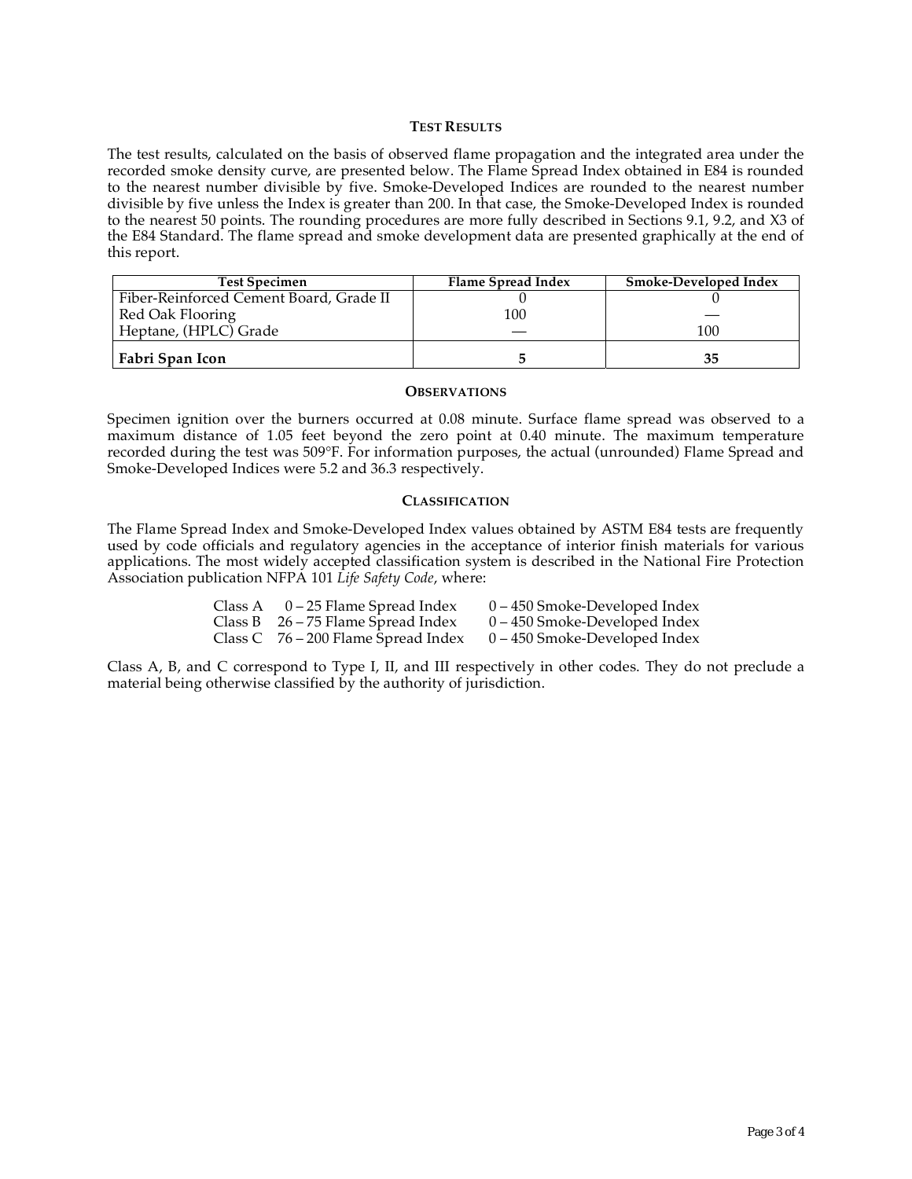## TEST RESULTS

The test results, calculated on the basis of observed flame propagation and the integrated area under the recorded smoke density curve, are presented below. The Flame Spread Index obtained in E84 is rounded to the nearest number divisible by five. Smoke-Developed Indices are rounded to the nearest number divisible by five unless the Index is greater than 200. In that case, the Smoke-Developed Index is rounded to the nearest 50 points. The rounding procedures are more fully described in Sections 9.1, 9.2, and X3 of the E84 Standard. The flame spread and smoke development data are presented graphically at the end of this report.

| Test Specimen | Flame Spread Index | Smoke-Developed Index |
|---|---|---|
| Fiber-Reinforced Cement Board, Grade II | 0 | 0 |
| Red Oak Flooring | 100 | — |
| Heptane, (HPLC) Grade | — | 100 |
| **Fabri Span Icon** | **5** | **35** |

## OBSERVATIONS

Specimen ignition over the burners occurred at 0.08 minute. Surface flame spread was observed to a maximum distance of 1.05 feet beyond the zero point at 0.40 minute. The maximum temperature recorded during the test was 509°F. For information purposes, the actual (unrounded) Flame Spread and Smoke-Developed Indices were 5.2 and 36.3 respectively.

## CLASSIFICATION

The Flame Spread Index and Smoke-Developed Index values obtained by ASTM E84 tests are frequently used by code officials and regulatory agencies in the acceptance of interior finish materials for various applications. The most widely accepted classification system is described in the National Fire Protection Association publication NFPA 101 *Life Safety Code*, where:

| | | |
|---|---|---|
| Class A | 0 – 25 Flame Spread Index | 0 – 450 Smoke-Developed Index |
| Class B | 26 – 75 Flame Spread Index | 0 – 450 Smoke-Developed Index |
| Class C | 76 – 200 Flame Spread Index | 0 – 450 Smoke-Developed Index |

Class A, B, and C correspond to Type I, II, and III respectively in other codes. They do not preclude a material being otherwise classified by the authority of jurisdiction.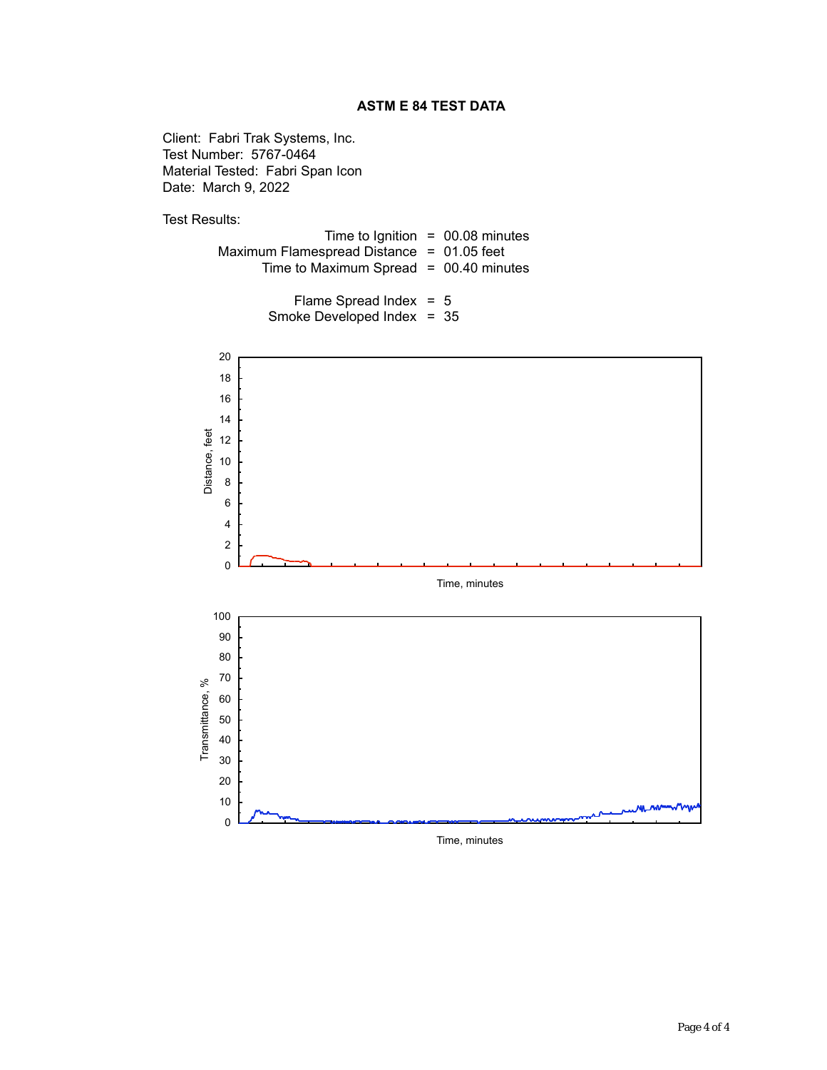# ASTM E 84 TEST DATA

Client: Fabri Trak Systems, Inc.
Test Number: 5767-0464
Material Tested: Fabri Span Icon
Date: March 9, 2022

Test Results:

| | | |
|---|---|---|
| Time to Ignition | = | 00.08 minutes |
| Maximum Flamespread Distance | = | 01.05 feet |
| Time to Maximum Spread | = | 00.40 minutes |
| Flame Spread Index | = | 5 |
| Smoke Developed Index | = | 35 |

Distance, feet
20
18
16
14
12
10
8
6
4
2
0
Time, minutes

Transmittance, %
100
90
80
70
60
50
40
30
20
10
0
Time, minutes